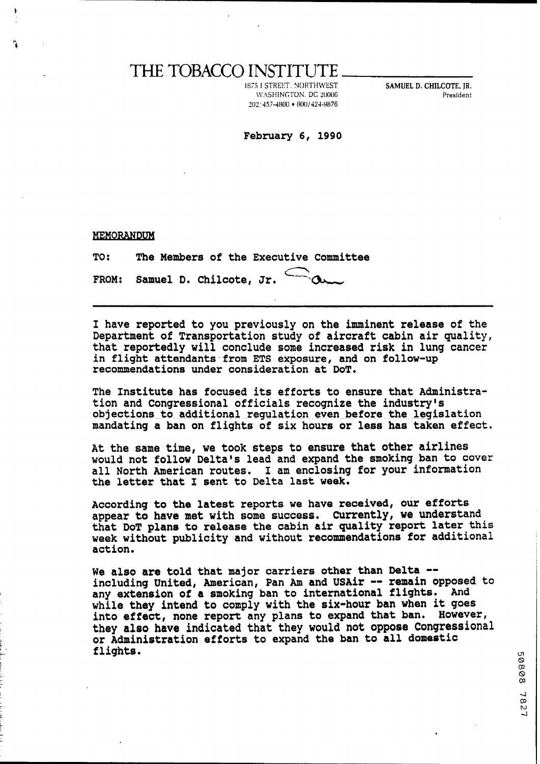# THE TOBACCO INSTITUTE

1875 I STREET, NORTHWEST
WASHINGTON, DC 20006
202/457-4800 • 800/424-9876

**SAMUEL D. CHILCOTE, JR.**
President

February 6, 1990

MEMORANDUM

TO: The Members of the Executive Committee

FROM: Samuel D. Chilcote, Jr.

---

I have reported to you previously on the imminent release of the Department of Transportation study of aircraft cabin air quality, that reportedly will conclude some increased risk in lung cancer in flight attendants from ETS exposure, and on follow-up recommendations under consideration at DoT.

The Institute has focused its efforts to ensure that Administration and Congressional officials recognize the industry's objections to additional regulation even before the legislation mandating a ban on flights of six hours or less has taken effect.

At the same time, we took steps to ensure that other airlines would not follow Delta's lead and expand the smoking ban to cover all North American routes. I am enclosing for your information the letter that I sent to Delta last week.

According to the latest reports we have received, our efforts appear to have met with some success. Currently, we understand that DoT plans to release the cabin air quality report later this week without publicity and without recommendations for additional action.

We also are told that major carriers other than Delta -- including United, American, Pan Am and USAir -- remain opposed to any extension of a smoking ban to international flights. And while they intend to comply with the six-hour ban when it goes into effect, none report any plans to expand that ban. However, they also have indicated that they would not oppose Congressional or Administration efforts to expand the ban to all domestic flights.

50808 7827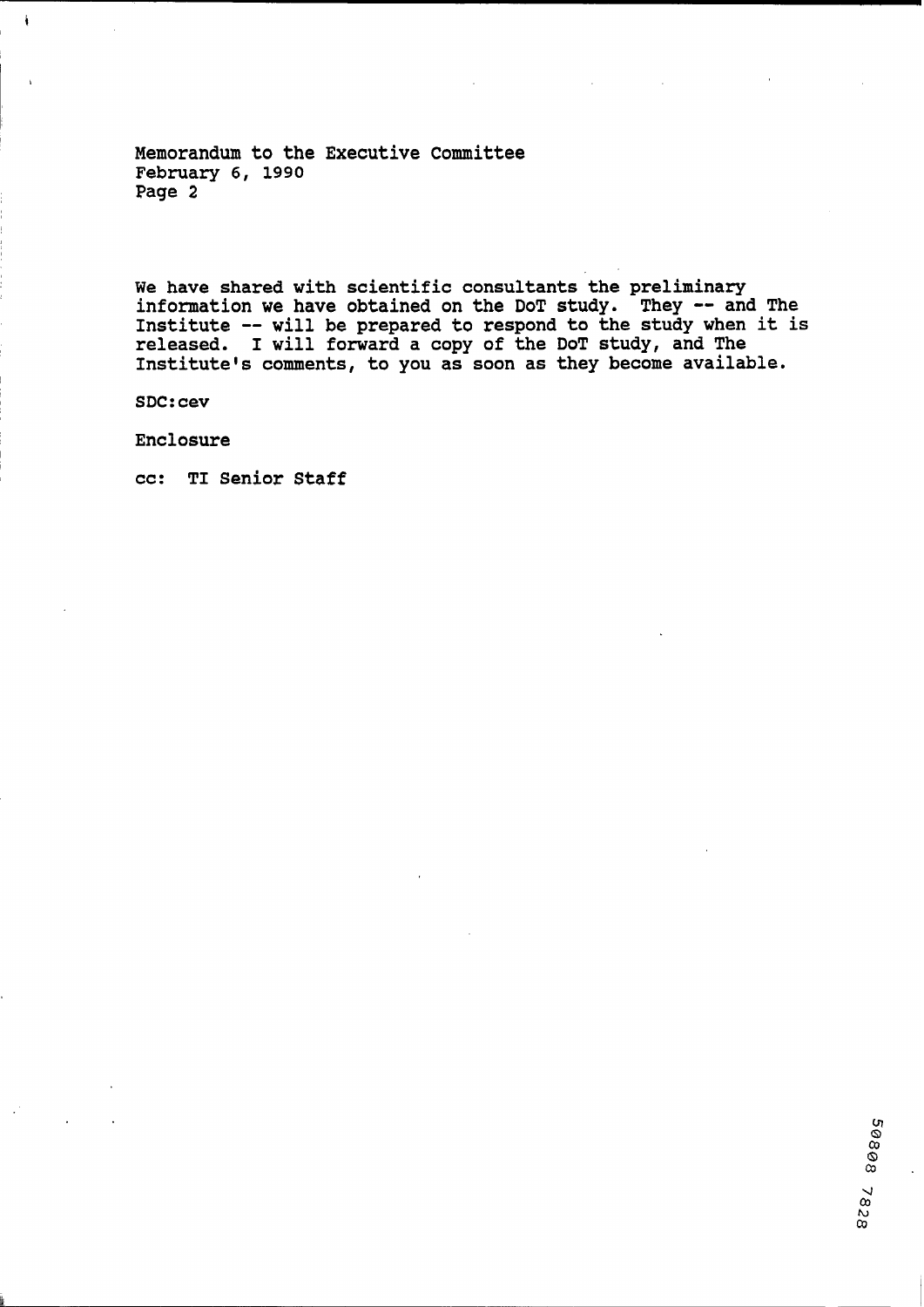Memorandum to the Executive Committee
February 6, 1990

We have shared with scientific consultants the preliminary information we have obtained on the DoT study. They -- and The Institute -- will be prepared to respond to the study when it is released. I will forward a copy of the DoT study, and The Institute's comments, to you as soon as they become available.

SDC:cev

Enclosure

cc: TI Senior Staff

50808 7828